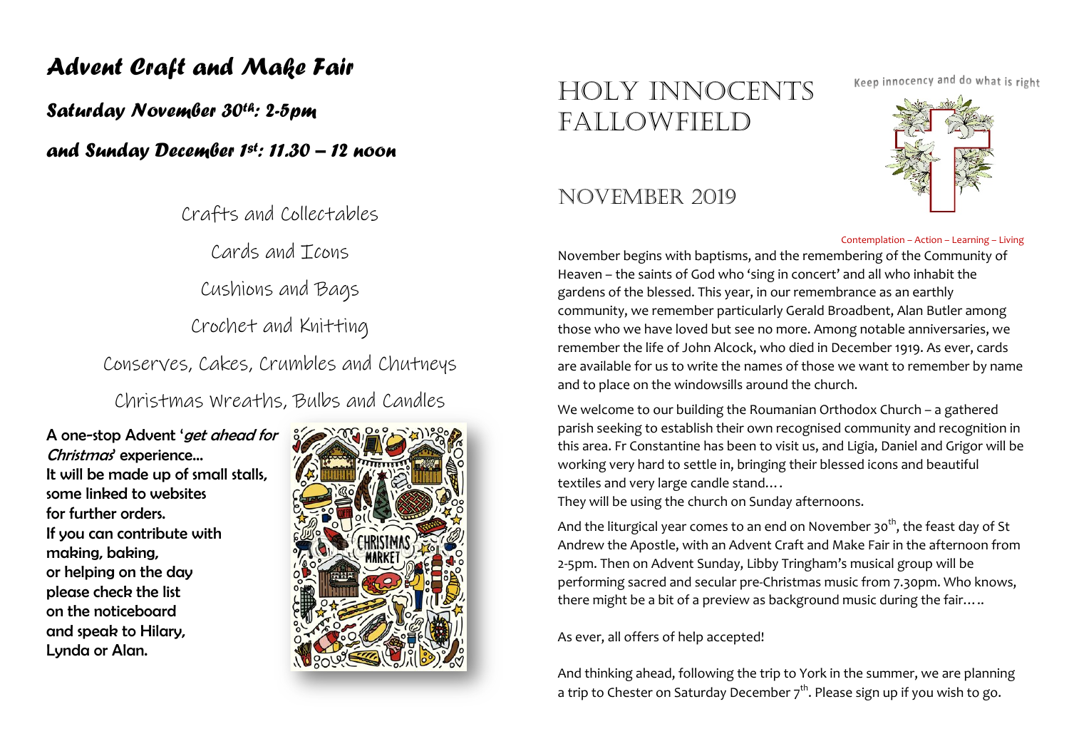# *Advent Craft and Make Fair*

***Saturday November 30th: 2-5pm***

***and Sunday December 1st: 11.30 – 12 noon***

Crafts and Collectables

Cards and Icons

Cushions and Bags

Crochet and Knitting

Conserves, Cakes, Crumbles and Chutneys

Christmas Wreaths, Bulbs and Candles

**A one-stop Advent '*get ahead for Christmas*' experience...**
**It will be made up of small stalls, some linked to websites for further orders.**
**If you can contribute with making, baking, or helping on the day please check the list on the noticeboard and speak to Hilary, Lynda or Alan.**

# HOLY INNOCENTS FALLOWFIELD

Keep innocency and do what is right

## NOVEMBER 2019

Contemplation – Action – Learning – Living

November begins with baptisms, and the remembering of the Community of Heaven – the saints of God who 'sing in concert' and all who inhabit the gardens of the blessed. This year, in our remembrance as an earthly community, we remember particularly Gerald Broadbent, Alan Butler among those who we have loved but see no more. Among notable anniversaries, we remember the life of John Alcock, who died in December 1919. As ever, cards are available for us to write the names of those we want to remember by name and to place on the windowsills around the church.

We welcome to our building the Roumanian Orthodox Church – a gathered parish seeking to establish their own recognised community and recognition in this area. Fr Constantine has been to visit us, and Ligia, Daniel and Grigor will be working very hard to settle in, bringing their blessed icons and beautiful textiles and very large candle stand….
They will be using the church on Sunday afternoons.

And the liturgical year comes to an end on November 30th, the feast day of St Andrew the Apostle, with an Advent Craft and Make Fair in the afternoon from 2-5pm. Then on Advent Sunday, Libby Tringham's musical group will be performing sacred and secular pre-Christmas music from 7.30pm. Who knows, there might be a bit of a preview as background music during the fair…..

As ever, all offers of help accepted!

And thinking ahead, following the trip to York in the summer, we are planning a trip to Chester on Saturday December 7th. Please sign up if you wish to go.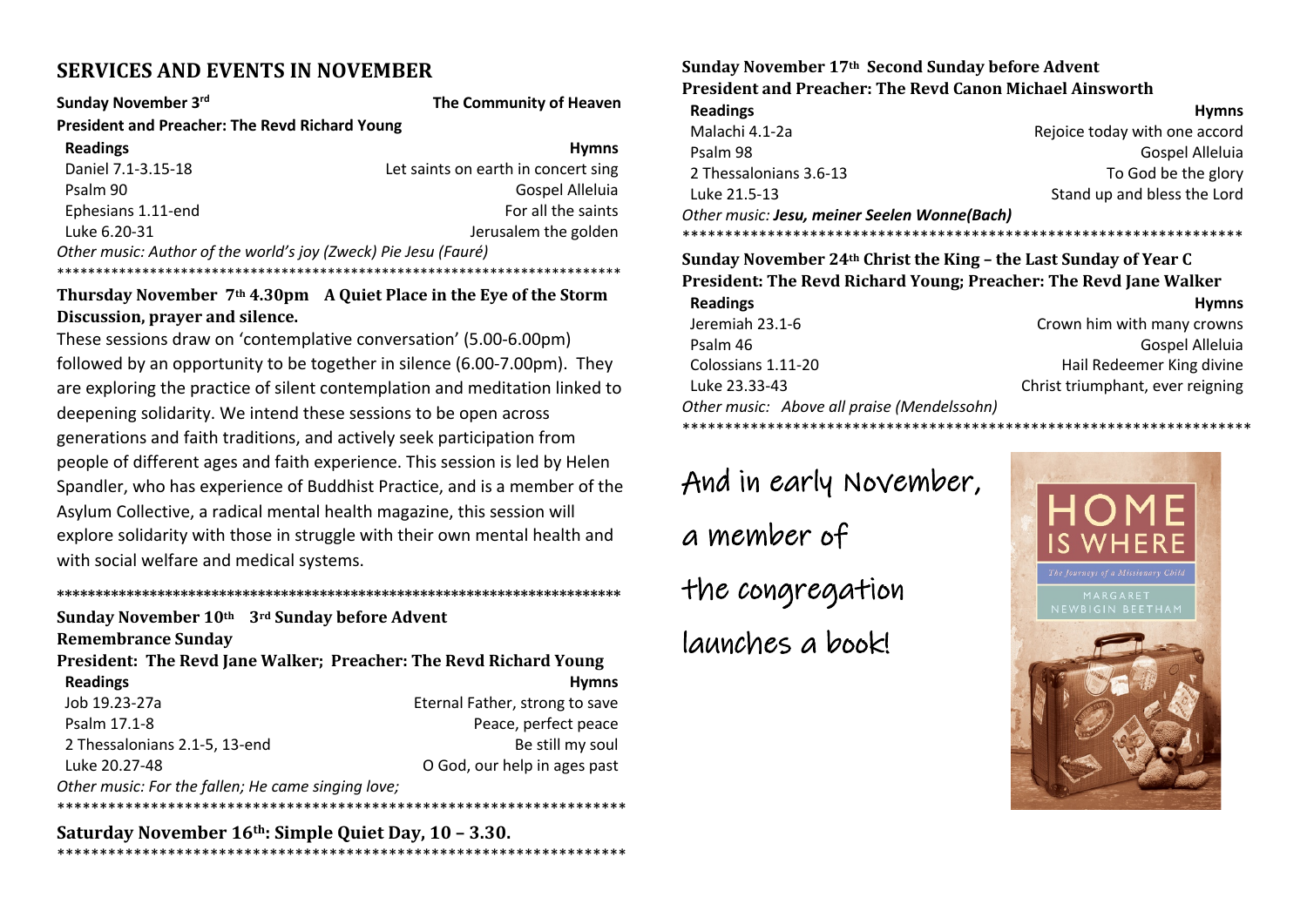# SERVICES AND EVENTS IN NOVEMBER

**Sunday November 3rd** **The Community of Heaven**

**President and Preacher: The Revd Richard Young**

| Readings | Hymns |
|---|---|
| Daniel 7.1-3.15-18 | Let saints on earth in concert sing |
| Psalm 90 | Gospel Alleluia |
| Ephesians 1.11-end | For all the saints |
| Luke 6.20-31 | Jerusalem the golden |

*Other music: Author of the world's joy (Zweck) Pie Jesu (Fauré)*

*************************************************************************

**Thursday November 7th 4.30pm A Quiet Place in the Eye of the Storm Discussion, prayer and silence.**

These sessions draw on 'contemplative conversation' (5.00-6.00pm) followed by an opportunity to be together in silence (6.00-7.00pm). They are exploring the practice of silent contemplation and meditation linked to deepening solidarity. We intend these sessions to be open across generations and faith traditions, and actively seek participation from people of different ages and faith experience. This session is led by Helen Spandler, who has experience of Buddhist Practice, and is a member of the Asylum Collective, a radical mental health magazine, this session will explore solidarity with those in struggle with their own mental health and with social welfare and medical systems.

*************************************************************************

**Sunday November 10th 3rd Sunday before Advent**

**Remembrance Sunday**

**President: The Revd Jane Walker; Preacher: The Revd Richard Young**

| Readings | Hymns |
|---|---|
| Job 19.23-27a | Eternal Father, strong to save |
| Psalm 17.1-8 | Peace, perfect peace |
| 2 Thessalonians 2.1-5, 13-end | Be still my soul |
| Luke 20.27-48 | O God, our help in ages past |

*Other music: For the fallen; He came singing love;*

*************************************************************************

**Saturday November 16th: Simple Quiet Day, 10 – 3.30.**

*************************************************************************

**Sunday November 17th Second Sunday before Advent**

**President and Preacher: The Revd Canon Michael Ainsworth**

| Readings | Hymns |
|---|---|
| Malachi 4.1-2a | Rejoice today with one accord |
| Psalm 98 | Gospel Alleluia |
| 2 Thessalonians 3.6-13 | To God be the glory |
| Luke 21.5-13 | Stand up and bless the Lord |

*Other music: **Jesu, meiner Seelen Wonne(Bach)***

*************************************************************************

**Sunday November 24th Christ the King – the Last Sunday of Year C**

**President: The Revd Richard Young; Preacher: The Revd Jane Walker**

| Readings | Hymns |
|---|---|
| Jeremiah 23.1-6 | Crown him with many crowns |
| Psalm 46 | Gospel Alleluia |
| Colossians 1.11-20 | Hail Redeemer King divine |
| Luke 23.33-43 | Christ triumphant, ever reigning |

*Other music: Above all praise (Mendelssohn)*

*************************************************************************

And in early November, a member of the congregation launches a book!

HOME IS WHERE

*The Journeys of a Missionary Child*

MARGARET NEWBIGIN BEETHAM